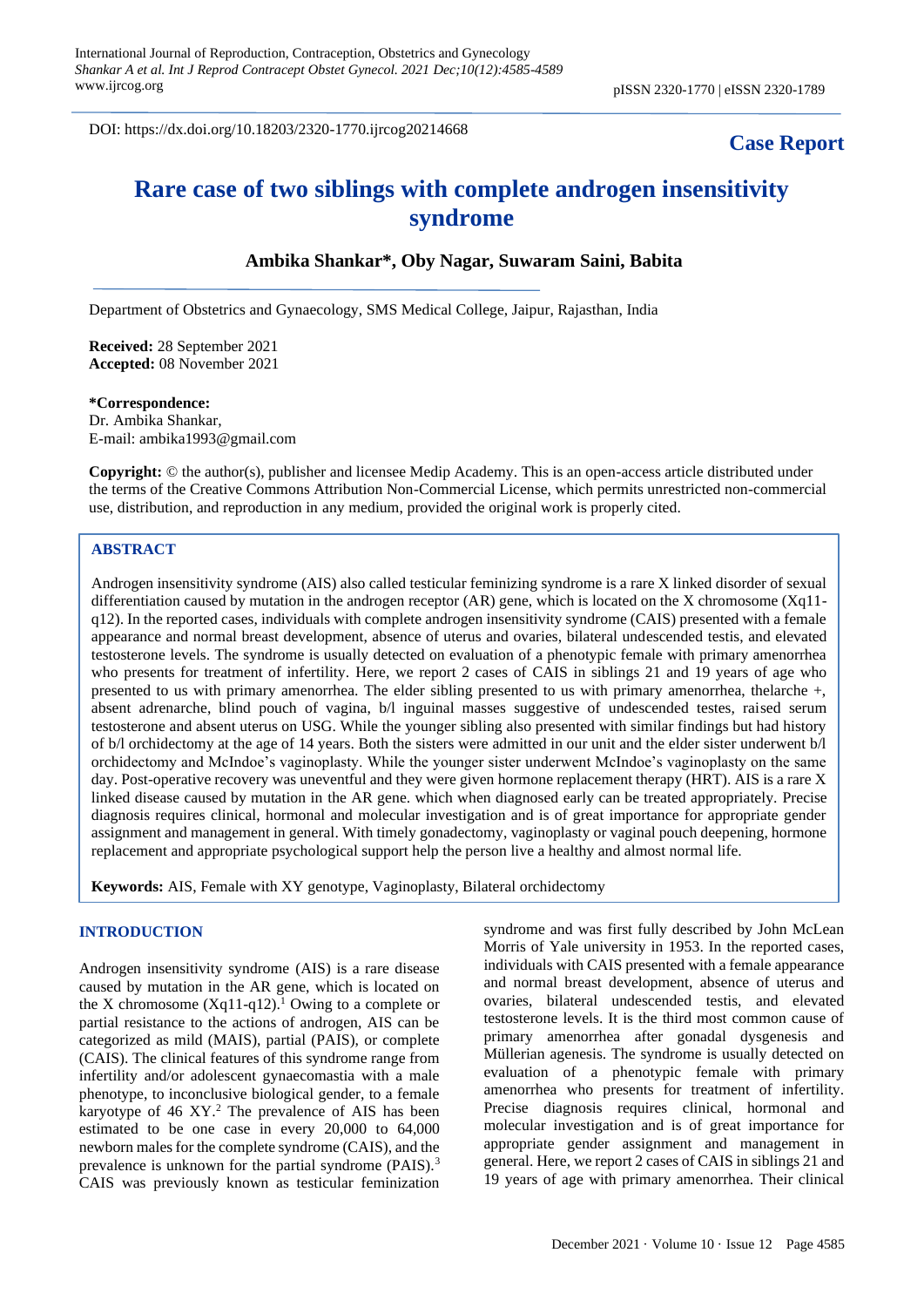DOI: https://dx.doi.org/10.18203/2320-1770.ijrcog20214668

**Case Report**

# Rare case of two siblings with complete androgen insensitivity syndrome

**Ambika Shankar\*, Oby Nagar, Suwaram Saini, Babita**

Department of Obstetrics and Gynaecology, SMS Medical College, Jaipur, Rajasthan, India

**Received:** 28 September 2021
**Accepted:** 08 November 2021

**\*Correspondence:**
Dr. Ambika Shankar,
E-mail: ambika1993@gmail.com

**Copyright:** © the author(s), publisher and licensee Medip Academy. This is an open-access article distributed under the terms of the Creative Commons Attribution Non-Commercial License, which permits unrestricted non-commercial use, distribution, and reproduction in any medium, provided the original work is properly cited.

## ABSTRACT

Androgen insensitivity syndrome (AIS) also called testicular feminizing syndrome is a rare X linked disorder of sexual differentiation caused by mutation in the androgen receptor (AR) gene, which is located on the X chromosome (Xq11-q12). In the reported cases, individuals with complete androgen insensitivity syndrome (CAIS) presented with a female appearance and normal breast development, absence of uterus and ovaries, bilateral undescended testis, and elevated testosterone levels. The syndrome is usually detected on evaluation of a phenotypic female with primary amenorrhea who presents for treatment of infertility. Here, we report 2 cases of CAIS in siblings 21 and 19 years of age who presented to us with primary amenorrhea. The elder sibling presented to us with primary amenorrhea, thelarche +, absent adrenarche, blind pouch of vagina, b/l inguinal masses suggestive of undescended testes, raised serum testosterone and absent uterus on USG. While the younger sibling also presented with similar findings but had history of b/l orchidectomy at the age of 14 years. Both the sisters were admitted in our unit and the elder sister underwent b/l orchidectomy and McIndoe's vaginoplasty. While the younger sister underwent McIndoe's vaginoplasty on the same day. Post-operative recovery was uneventful and they were given hormone replacement therapy (HRT). AIS is a rare X linked disease caused by mutation in the AR gene. which when diagnosed early can be treated appropriately. Precise diagnosis requires clinical, hormonal and molecular investigation and is of great importance for appropriate gender assignment and management in general. With timely gonadectomy, vaginoplasty or vaginal pouch deepening, hormone replacement and appropriate psychological support help the person live a healthy and almost normal life.

**Keywords:** AIS, Female with XY genotype, Vaginoplasty, Bilateral orchidectomy

## INTRODUCTION

Androgen insensitivity syndrome (AIS) is a rare disease caused by mutation in the AR gene, which is located on the X chromosome (Xq11-q12).[1] Owing to a complete or partial resistance to the actions of androgen, AIS can be categorized as mild (MAIS), partial (PAIS), or complete (CAIS). The clinical features of this syndrome range from infertility and/or adolescent gynaecomastia with a male phenotype, to inconclusive biological gender, to a female karyotype of 46 XY.[2] The prevalence of AIS has been estimated to be one case in every 20,000 to 64,000 newborn males for the complete syndrome (CAIS), and the prevalence is unknown for the partial syndrome (PAIS).[3] CAIS was previously known as testicular feminization syndrome and was first fully described by John McLean Morris of Yale university in 1953. In the reported cases, individuals with CAIS presented with a female appearance and normal breast development, absence of uterus and ovaries, bilateral undescended testis, and elevated testosterone levels. It is the third most common cause of primary amenorrhea after gonadal dysgenesis and Müllerian agenesis. The syndrome is usually detected on evaluation of a phenotypic female with primary amenorrhea who presents for treatment of infertility. Precise diagnosis requires clinical, hormonal and molecular investigation and is of great importance for appropriate gender assignment and management in general. Here, we report 2 cases of CAIS in siblings 21 and 19 years of age with primary amenorrhea. Their clinical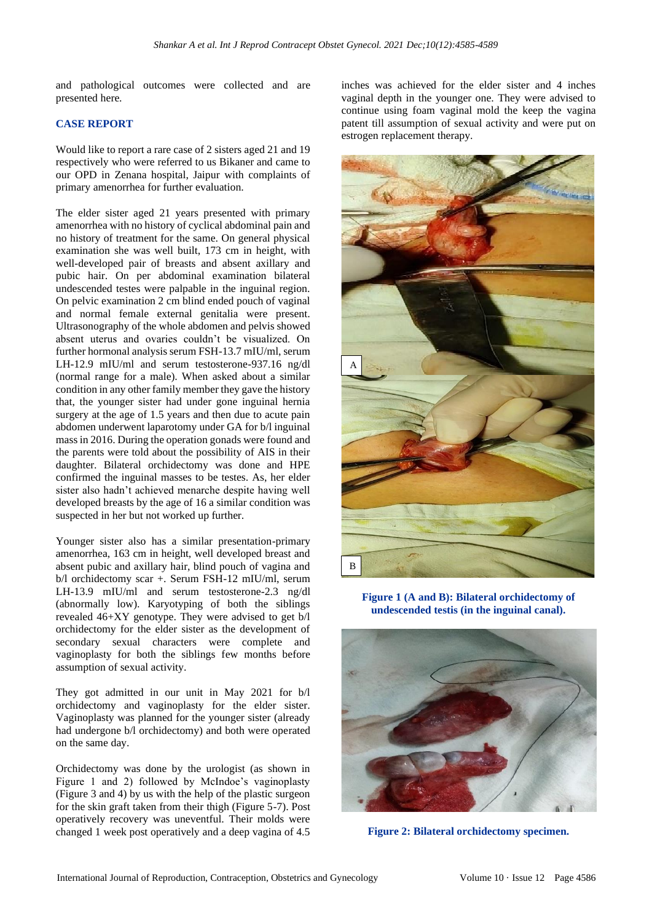and pathological outcomes were collected and are presented here.

## CASE REPORT

Would like to report a rare case of 2 sisters aged 21 and 19 respectively who were referred to us Bikaner and came to our OPD in Zenana hospital, Jaipur with complaints of primary amenorrhea for further evaluation.

The elder sister aged 21 years presented with primary amenorrhea with no history of cyclical abdominal pain and no history of treatment for the same. On general physical examination she was well built, 173 cm in height, with well-developed pair of breasts and absent axillary and pubic hair. On per abdominal examination bilateral undescended testes were palpable in the inguinal region. On pelvic examination 2 cm blind ended pouch of vaginal and normal female external genitalia were present. Ultrasonography of the whole abdomen and pelvis showed absent uterus and ovaries couldn't be visualized. On further hormonal analysis serum FSH-13.7 mIU/ml, serum LH-12.9 mIU/ml and serum testosterone-937.16 ng/dl (normal range for a male). When asked about a similar condition in any other family member they gave the history that, the younger sister had under gone inguinal hernia surgery at the age of 1.5 years and then due to acute pain abdomen underwent laparotomy under GA for b/l inguinal mass in 2016. During the operation gonads were found and the parents were told about the possibility of AIS in their daughter. Bilateral orchidectomy was done and HPE confirmed the inguinal masses to be testes. As, her elder sister also hadn't achieved menarche despite having well developed breasts by the age of 16 a similar condition was suspected in her but not worked up further.

Younger sister also has a similar presentation-primary amenorrhea, 163 cm in height, well developed breast and absent pubic and axillary hair, blind pouch of vagina and b/l orchidectomy scar +. Serum FSH-12 mIU/ml, serum LH-13.9 mIU/ml and serum testosterone-2.3 ng/dl (abnormally low). Karyotyping of both the siblings revealed 46+XY genotype. They were advised to get b/l orchidectomy for the elder sister as the development of secondary sexual characters were complete and vaginoplasty for both the siblings few months before assumption of sexual activity.

They got admitted in our unit in May 2021 for b/l orchidectomy and vaginoplasty for the elder sister. Vaginoplasty was planned for the younger sister (already had undergone b/l orchidectomy) and both were operated on the same day.

Orchidectomy was done by the urologist (as shown in Figure 1 and 2) followed by McIndoe's vaginoplasty (Figure 3 and 4) by us with the help of the plastic surgeon for the skin graft taken from their thigh (Figure 5-7). Post operatively recovery was uneventful. Their molds were changed 1 week post operatively and a deep vagina of 4.5 inches was achieved for the elder sister and 4 inches vaginal depth in the younger one. They were advised to continue using foam vaginal mold the keep the vagina patent till assumption of sexual activity and were put on estrogen replacement therapy.

**Figure 1 (A and B): Bilateral orchidectomy of undescended testis (in the inguinal canal).**

**Figure 2: Bilateral orchidectomy specimen.**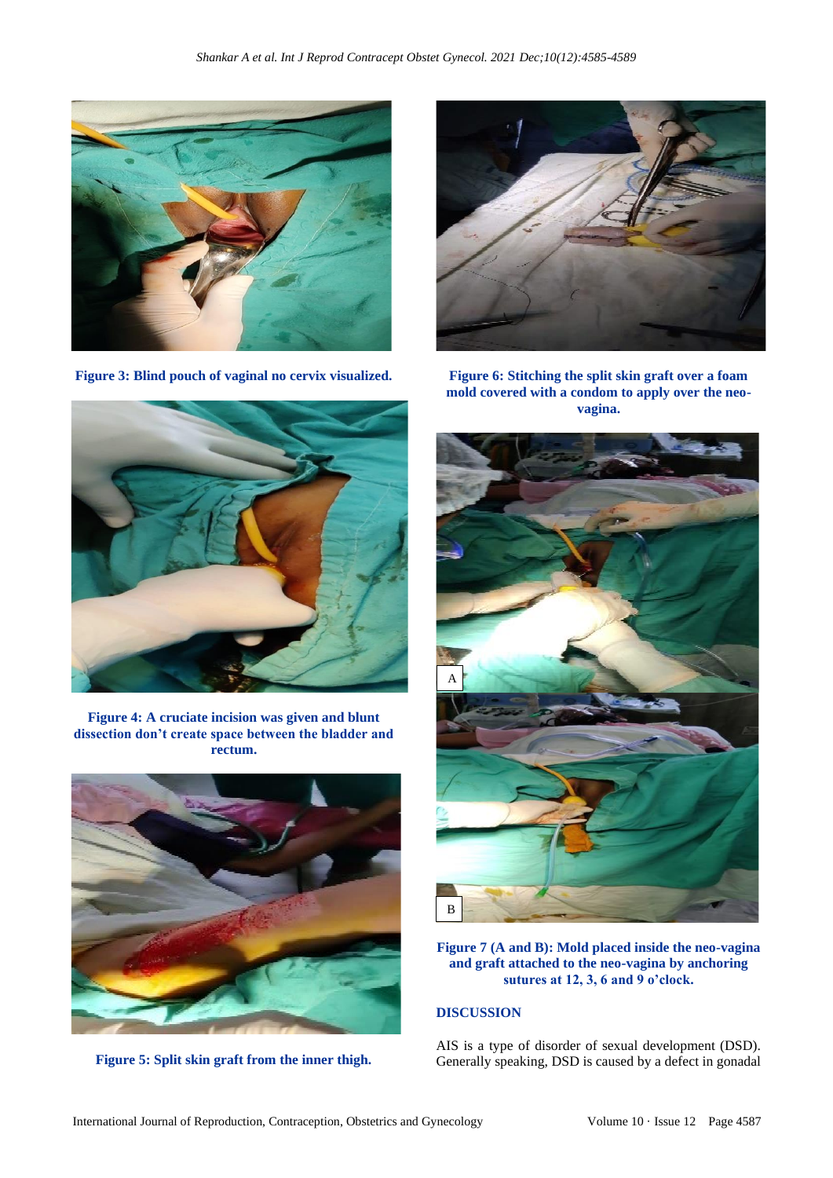Figure 3: Blind pouch of vaginal no cervix visualized.

Figure 4: A cruciate incision was given and blunt dissection don't create space between the bladder and rectum.

Figure 5: Split skin graft from the inner thigh.

Figure 6: Stitching the split skin graft over a foam mold covered with a condom to apply over the neo-vagina.

Figure 7 (A and B): Mold placed inside the neo-vagina and graft attached to the neo-vagina by anchoring sutures at 12, 3, 6 and 9 o'clock.

## DISCUSSION

AIS is a type of disorder of sexual development (DSD). Generally speaking, DSD is caused by a defect in gonadal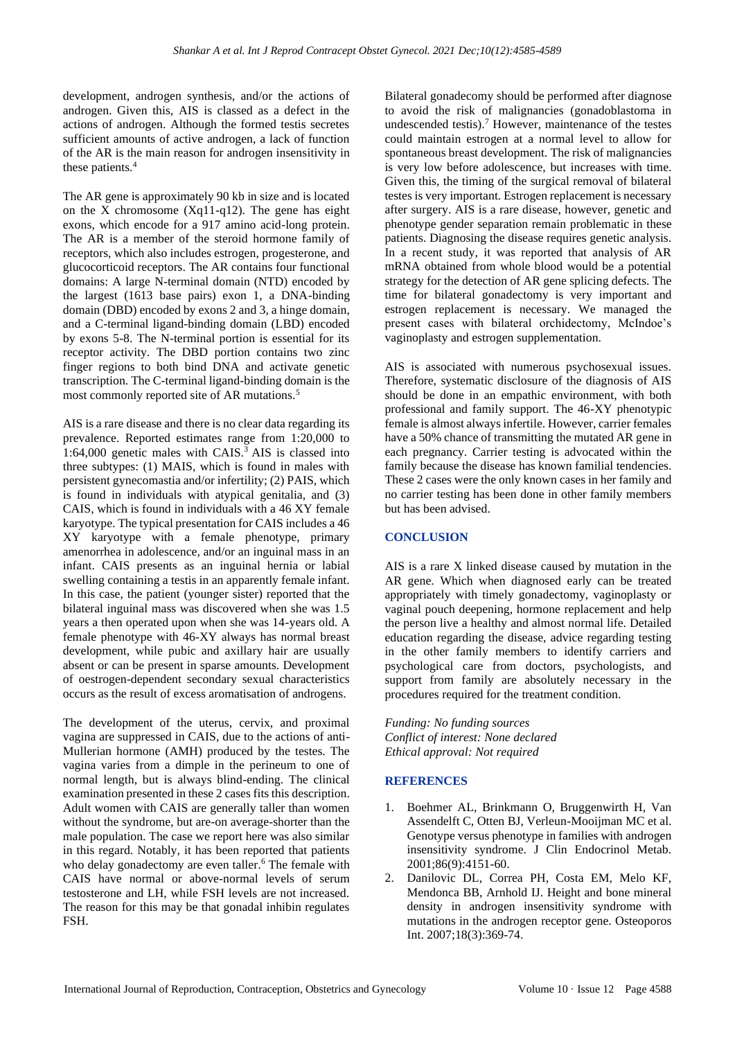development, androgen synthesis, and/or the actions of androgen. Given this, AIS is classed as a defect in the actions of androgen. Although the formed testis secretes sufficient amounts of active androgen, a lack of function of the AR is the main reason for androgen insensitivity in these patients.[4]

The AR gene is approximately 90 kb in size and is located on the X chromosome (Xq11-q12). The gene has eight exons, which encode for a 917 amino acid-long protein. The AR is a member of the steroid hormone family of receptors, which also includes estrogen, progesterone, and glucocorticoid receptors. The AR contains four functional domains: A large N-terminal domain (NTD) encoded by the largest (1613 base pairs) exon 1, a DNA-binding domain (DBD) encoded by exons 2 and 3, a hinge domain, and a C-terminal ligand-binding domain (LBD) encoded by exons 5-8. The N-terminal portion is essential for its receptor activity. The DBD portion contains two zinc finger regions to both bind DNA and activate genetic transcription. The C-terminal ligand-binding domain is the most commonly reported site of AR mutations.[5]

AIS is a rare disease and there is no clear data regarding its prevalence. Reported estimates range from 1:20,000 to 1:64,000 genetic males with CAIS.[3] AIS is classed into three subtypes: (1) MAIS, which is found in males with persistent gynecomastia and/or infertility; (2) PAIS, which is found in individuals with atypical genitalia, and (3) CAIS, which is found in individuals with a 46 XY female karyotype. The typical presentation for CAIS includes a 46 XY karyotype with a female phenotype, primary amenorrhea in adolescence, and/or an inguinal mass in an infant. CAIS presents as an inguinal hernia or labial swelling containing a testis in an apparently female infant. In this case, the patient (younger sister) reported that the bilateral inguinal mass was discovered when she was 1.5 years a then operated upon when she was 14-years old. A female phenotype with 46-XY always has normal breast development, while pubic and axillary hair are usually absent or can be present in sparse amounts. Development of oestrogen-dependent secondary sexual characteristics occurs as the result of excess aromatisation of androgens.

The development of the uterus, cervix, and proximal vagina are suppressed in CAIS, due to the actions of anti-Mullerian hormone (AMH) produced by the testes. The vagina varies from a dimple in the perineum to one of normal length, but is always blind-ending. The clinical examination presented in these 2 cases fits this description. Adult women with CAIS are generally taller than women without the syndrome, but are-on average-shorter than the male population. The case we report here was also similar in this regard. Notably, it has been reported that patients who delay gonadectomy are even taller.[6] The female with CAIS have normal or above-normal levels of serum testosterone and LH, while FSH levels are not increased. The reason for this may be that gonadal inhibin regulates FSH.

Bilateral gonadecomy should be performed after diagnose to avoid the risk of malignancies (gonadoblastoma in undescended testis).[7] However, maintenance of the testes could maintain estrogen at a normal level to allow for spontaneous breast development. The risk of malignancies is very low before adolescence, but increases with time. Given this, the timing of the surgical removal of bilateral testes is very important. Estrogen replacement is necessary after surgery. AIS is a rare disease, however, genetic and phenotype gender separation remain problematic in these patients. Diagnosing the disease requires genetic analysis. In a recent study, it was reported that analysis of AR mRNA obtained from whole blood would be a potential strategy for the detection of AR gene splicing defects. The time for bilateral gonadectomy is very important and estrogen replacement is necessary. We managed the present cases with bilateral orchidectomy, McIndoe's vaginoplasty and estrogen supplementation.

AIS is associated with numerous psychosexual issues. Therefore, systematic disclosure of the diagnosis of AIS should be done in an empathic environment, with both professional and family support. The 46-XY phenotypic female is almost always infertile. However, carrier females have a 50% chance of transmitting the mutated AR gene in each pregnancy. Carrier testing is advocated within the family because the disease has known familial tendencies. These 2 cases were the only known cases in her family and no carrier testing has been done in other family members but has been advised.

## CONCLUSION

AIS is a rare X linked disease caused by mutation in the AR gene. Which when diagnosed early can be treated appropriately with timely gonadectomy, vaginoplasty or vaginal pouch deepening, hormone replacement and help the person live a healthy and almost normal life. Detailed education regarding the disease, advice regarding testing in the other family members to identify carriers and psychological care from doctors, psychologists, and support from family are absolutely necessary in the procedures required for the treatment condition.

*Funding: No funding sources*
*Conflict of interest: None declared*
*Ethical approval: Not required*

## REFERENCES

1. Boehmer AL, Brinkmann O, Bruggenwirth H, Van Assendelft C, Otten BJ, Verleun-Mooijman MC et al. Genotype versus phenotype in families with androgen insensitivity syndrome. J Clin Endocrinol Metab. 2001;86(9):4151-60.
2. Danilovic DL, Correa PH, Costa EM, Melo KF, Mendonca BB, Arnhold IJ. Height and bone mineral density in androgen insensitivity syndrome with mutations in the androgen receptor gene. Osteoporos Int. 2007;18(3):369-74.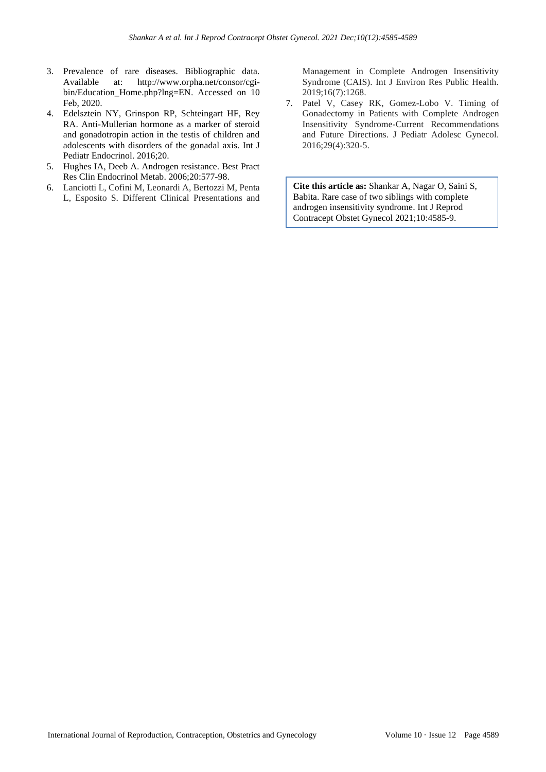3. Prevalence of rare diseases. Bibliographic data. Available at: http://www.orpha.net/consor/cgi-bin/Education_Home.php?lng=EN. Accessed on 10 Feb, 2020.
4. Edelsztein NY, Grinspon RP, Schteingart HF, Rey RA. Anti-Mullerian hormone as a marker of steroid and gonadotropin action in the testis of children and adolescents with disorders of the gonadal axis. Int J Pediatr Endocrinol. 2016;20.
5. Hughes IA, Deeb A. Androgen resistance. Best Pract Res Clin Endocrinol Metab. 2006;20:577-98.
6. Lanciotti L, Cofini M, Leonardi A, Bertozzi M, Penta L, Esposito S. Different Clinical Presentations and Management in Complete Androgen Insensitivity Syndrome (CAIS). Int J Environ Res Public Health. 2019;16(7):1268.
7. Patel V, Casey RK, Gomez-Lobo V. Timing of Gonadectomy in Patients with Complete Androgen Insensitivity Syndrome-Current Recommendations and Future Directions. J Pediatr Adolesc Gynecol. 2016;29(4):320-5.

**Cite this article as:** Shankar A, Nagar O, Saini S, Babita. Rare case of two siblings with complete androgen insensitivity syndrome. Int J Reprod Contracept Obstet Gynecol 2021;10:4585-9.